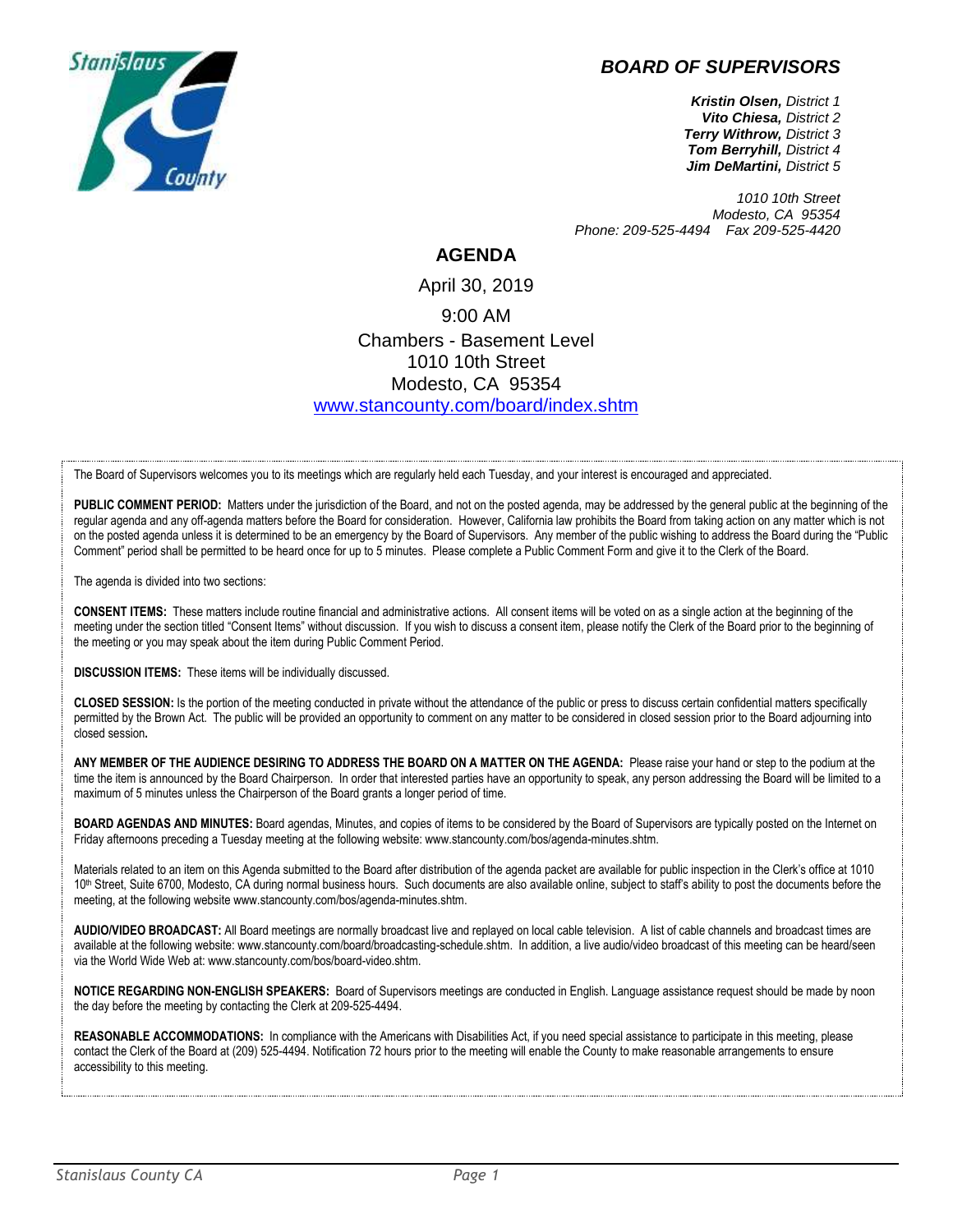## BOARD OF SUPERVISORS

***Kristin Olsen,*** *District 1*
***Vito Chiesa,*** *District 2*
***Terry Withrow,*** *District 3*
***Tom Berryhill,*** *District 4*
***Jim DeMartini,*** *District 5*

*1010 10th Street*
*Modesto, CA 95354*
*Phone: 209-525-4494 Fax 209-525-4420*

# AGENDA

April 30, 2019

9:00 AM

Chambers - Basement Level
1010 10th Street
Modesto, CA 95354
[www.stancounty.com/board/index.shtm](http://www.stancounty.com/board/index.shtm)

The Board of Supervisors welcomes you to its meetings which are regularly held each Tuesday, and your interest is encouraged and appreciated.

**PUBLIC COMMENT PERIOD:** Matters under the jurisdiction of the Board, and not on the posted agenda, may be addressed by the general public at the beginning of the regular agenda and any off-agenda matters before the Board for consideration. However, California law prohibits the Board from taking action on any matter which is not on the posted agenda unless it is determined to be an emergency by the Board of Supervisors. Any member of the public wishing to address the Board during the "Public Comment" period shall be permitted to be heard once for up to 5 minutes. Please complete a Public Comment Form and give it to the Clerk of the Board.

The agenda is divided into two sections:

**CONSENT ITEMS:** These matters include routine financial and administrative actions. All consent items will be voted on as a single action at the beginning of the meeting under the section titled "Consent Items" without discussion. If you wish to discuss a consent item, please notify the Clerk of the Board prior to the beginning of the meeting or you may speak about the item during Public Comment Period.

**DISCUSSION ITEMS:** These items will be individually discussed.

**CLOSED SESSION:** Is the portion of the meeting conducted in private without the attendance of the public or press to discuss certain confidential matters specifically permitted by the Brown Act. The public will be provided an opportunity to comment on any matter to be considered in closed session prior to the Board adjourning into closed session**.**

**ANY MEMBER OF THE AUDIENCE DESIRING TO ADDRESS THE BOARD ON A MATTER ON THE AGENDA:** Please raise your hand or step to the podium at the time the item is announced by the Board Chairperson. In order that interested parties have an opportunity to speak, any person addressing the Board will be limited to a maximum of 5 minutes unless the Chairperson of the Board grants a longer period of time.

**BOARD AGENDAS AND MINUTES:** Board agendas, Minutes, and copies of items to be considered by the Board of Supervisors are typically posted on the Internet on Friday afternoons preceding a Tuesday meeting at the following website: www.stancounty.com/bos/agenda-minutes.shtm.

Materials related to an item on this Agenda submitted to the Board after distribution of the agenda packet are available for public inspection in the Clerk's office at 1010 10th Street, Suite 6700, Modesto, CA during normal business hours. Such documents are also available online, subject to staff's ability to post the documents before the meeting, at the following website www.stancounty.com/bos/agenda-minutes.shtm.

**AUDIO/VIDEO BROADCAST:** All Board meetings are normally broadcast live and replayed on local cable television. A list of cable channels and broadcast times are available at the following website: www.stancounty.com/board/broadcasting-schedule.shtm. In addition, a live audio/video broadcast of this meeting can be heard/seen via the World Wide Web at: www.stancounty.com/bos/board-video.shtm.

**NOTICE REGARDING NON-ENGLISH SPEAKERS:** Board of Supervisors meetings are conducted in English. Language assistance request should be made by noon the day before the meeting by contacting the Clerk at 209-525-4494.

**REASONABLE ACCOMMODATIONS:** In compliance with the Americans with Disabilities Act, if you need special assistance to participate in this meeting, please contact the Clerk of the Board at (209) 525-4494. Notification 72 hours prior to the meeting will enable the County to make reasonable arrangements to ensure accessibility to this meeting.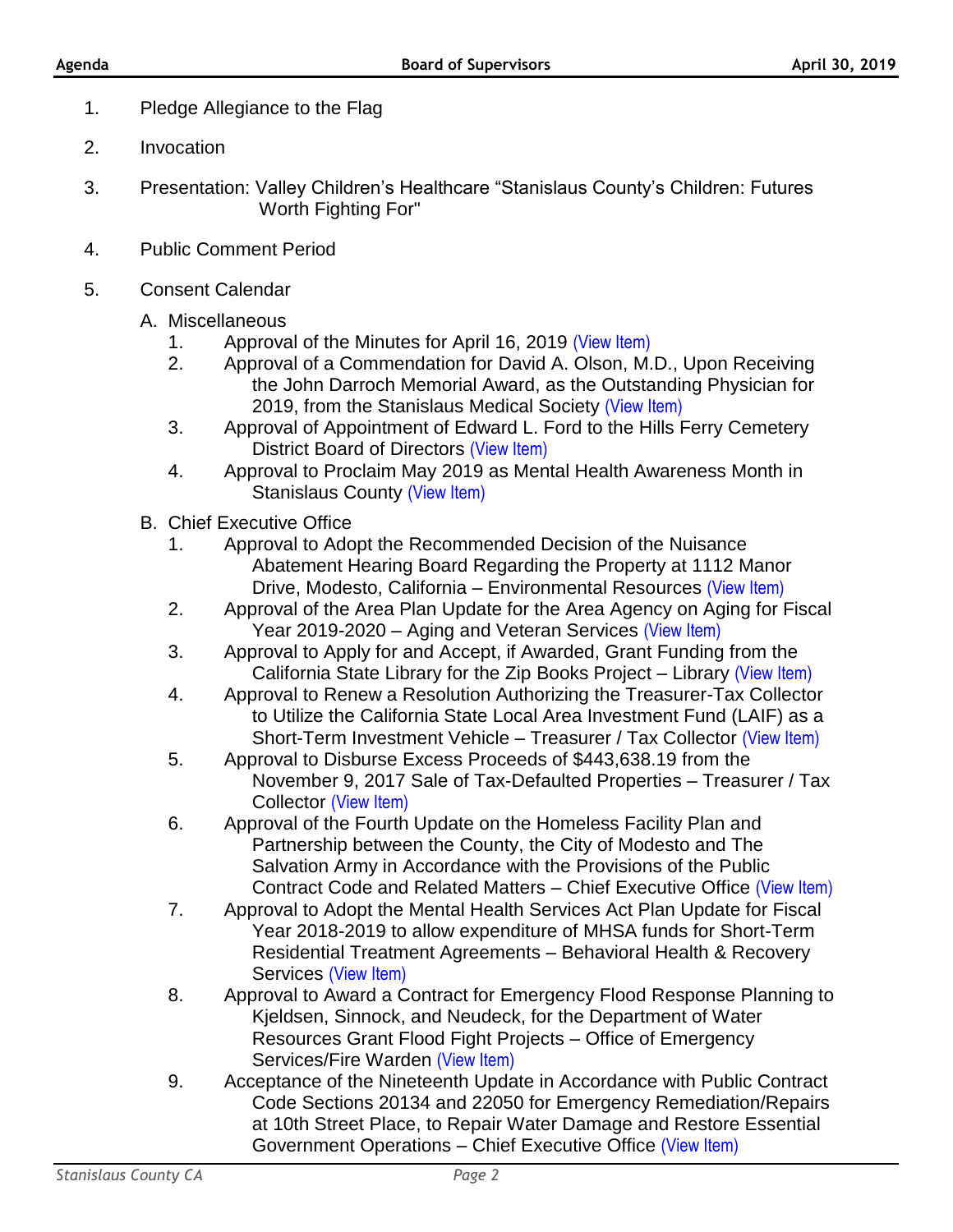1. Pledge Allegiance to the Flag

2. Invocation

3. Presentation: Valley Children's Healthcare "Stanislaus County's Children: Futures Worth Fighting For"

4. Public Comment Period

5. Consent Calendar

   A. Miscellaneous
      1. Approval of the Minutes for April 16, 2019 (View Item)
      2. Approval of a Commendation for David A. Olson, M.D., Upon Receiving the John Darroch Memorial Award, as the Outstanding Physician for 2019, from the Stanislaus Medical Society (View Item)
      3. Approval of Appointment of Edward L. Ford to the Hills Ferry Cemetery District Board of Directors (View Item)
      4. Approval to Proclaim May 2019 as Mental Health Awareness Month in Stanislaus County (View Item)

   B. Chief Executive Office
      1. Approval to Adopt the Recommended Decision of the Nuisance Abatement Hearing Board Regarding the Property at 1112 Manor Drive, Modesto, California – Environmental Resources (View Item)
      2. Approval of the Area Plan Update for the Area Agency on Aging for Fiscal Year 2019-2020 – Aging and Veteran Services (View Item)
      3. Approval to Apply for and Accept, if Awarded, Grant Funding from the California State Library for the Zip Books Project – Library (View Item)
      4. Approval to Renew a Resolution Authorizing the Treasurer-Tax Collector to Utilize the California State Local Area Investment Fund (LAIF) as a Short-Term Investment Vehicle – Treasurer / Tax Collector (View Item)
      5. Approval to Disburse Excess Proceeds of $443,638.19 from the November 9, 2017 Sale of Tax-Defaulted Properties – Treasurer / Tax Collector (View Item)
      6. Approval of the Fourth Update on the Homeless Facility Plan and Partnership between the County, the City of Modesto and The Salvation Army in Accordance with the Provisions of the Public Contract Code and Related Matters – Chief Executive Office (View Item)
      7. Approval to Adopt the Mental Health Services Act Plan Update for Fiscal Year 2018-2019 to allow expenditure of MHSA funds for Short-Term Residential Treatment Agreements – Behavioral Health & Recovery Services (View Item)
      8. Approval to Award a Contract for Emergency Flood Response Planning to Kjeldsen, Sinnock, and Neudeck, for the Department of Water Resources Grant Flood Fight Projects – Office of Emergency Services/Fire Warden (View Item)
      9. Acceptance of the Nineteenth Update in Accordance with Public Contract Code Sections 20134 and 22050 for Emergency Remediation/Repairs at 10th Street Place, to Repair Water Damage and Restore Essential Government Operations – Chief Executive Office (View Item)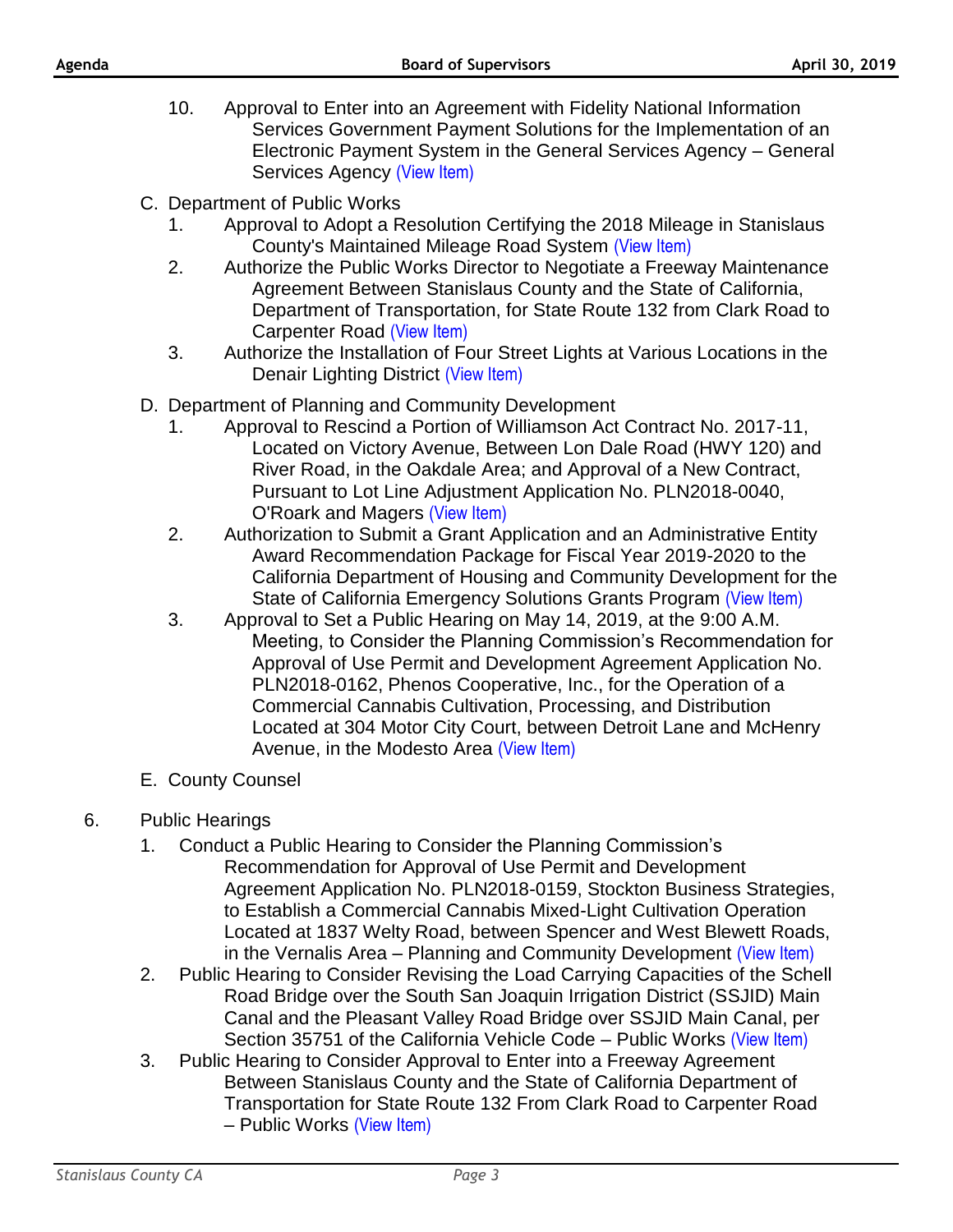10. Approval to Enter into an Agreement with Fidelity National Information Services Government Payment Solutions for the Implementation of an Electronic Payment System in the General Services Agency – General Services Agency (View Item)

C. Department of Public Works

1. Approval to Adopt a Resolution Certifying the 2018 Mileage in Stanislaus County's Maintained Mileage Road System (View Item)
2. Authorize the Public Works Director to Negotiate a Freeway Maintenance Agreement Between Stanislaus County and the State of California, Department of Transportation, for State Route 132 from Clark Road to Carpenter Road (View Item)
3. Authorize the Installation of Four Street Lights at Various Locations in the Denair Lighting District (View Item)

D. Department of Planning and Community Development

1. Approval to Rescind a Portion of Williamson Act Contract No. 2017-11, Located on Victory Avenue, Between Lon Dale Road (HWY 120) and River Road, in the Oakdale Area; and Approval of a New Contract, Pursuant to Lot Line Adjustment Application No. PLN2018-0040, O'Roark and Magers (View Item)
2. Authorization to Submit a Grant Application and an Administrative Entity Award Recommendation Package for Fiscal Year 2019-2020 to the California Department of Housing and Community Development for the State of California Emergency Solutions Grants Program (View Item)
3. Approval to Set a Public Hearing on May 14, 2019, at the 9:00 A.M. Meeting, to Consider the Planning Commission's Recommendation for Approval of Use Permit and Development Agreement Application No. PLN2018-0162, Phenos Cooperative, Inc., for the Operation of a Commercial Cannabis Cultivation, Processing, and Distribution Located at 304 Motor City Court, between Detroit Lane and McHenry Avenue, in the Modesto Area (View Item)

E. County Counsel

6. Public Hearings

1. Conduct a Public Hearing to Consider the Planning Commission's Recommendation for Approval of Use Permit and Development Agreement Application No. PLN2018-0159, Stockton Business Strategies, to Establish a Commercial Cannabis Mixed-Light Cultivation Operation Located at 1837 Welty Road, between Spencer and West Blewett Roads, in the Vernalis Area – Planning and Community Development (View Item)
2. Public Hearing to Consider Revising the Load Carrying Capacities of the Schell Road Bridge over the South San Joaquin Irrigation District (SSJID) Main Canal and the Pleasant Valley Road Bridge over SSJID Main Canal, per Section 35751 of the California Vehicle Code – Public Works (View Item)
3. Public Hearing to Consider Approval to Enter into a Freeway Agreement Between Stanislaus County and the State of California Department of Transportation for State Route 132 From Clark Road to Carpenter Road – Public Works (View Item)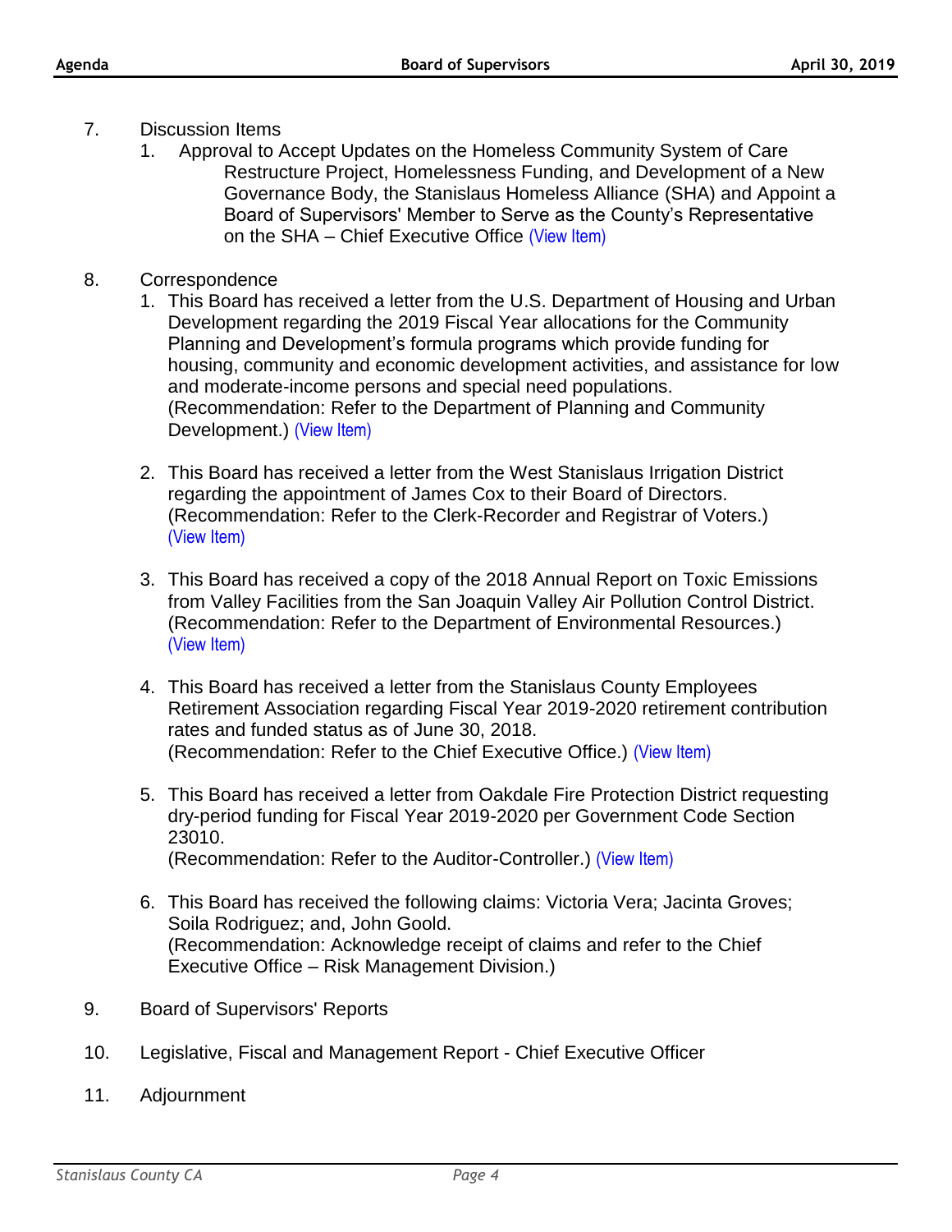7. Discussion Items
   1. Approval to Accept Updates on the Homeless Community System of Care Restructure Project, Homelessness Funding, and Development of a New Governance Body, the Stanislaus Homeless Alliance (SHA) and Appoint a Board of Supervisors' Member to Serve as the County's Representative on the SHA – Chief Executive Office (View Item)

8. Correspondence
   1. This Board has received a letter from the U.S. Department of Housing and Urban Development regarding the 2019 Fiscal Year allocations for the Community Planning and Development's formula programs which provide funding for housing, community and economic development activities, and assistance for low and moderate-income persons and special need populations.
      (Recommendation: Refer to the Department of Planning and Community Development.) (View Item)

   2. This Board has received a letter from the West Stanislaus Irrigation District regarding the appointment of James Cox to their Board of Directors.
      (Recommendation: Refer to the Clerk-Recorder and Registrar of Voters.) (View Item)

   3. This Board has received a copy of the 2018 Annual Report on Toxic Emissions from Valley Facilities from the San Joaquin Valley Air Pollution Control District.
      (Recommendation: Refer to the Department of Environmental Resources.) (View Item)

   4. This Board has received a letter from the Stanislaus County Employees Retirement Association regarding Fiscal Year 2019-2020 retirement contribution rates and funded status as of June 30, 2018.
      (Recommendation: Refer to the Chief Executive Office.) (View Item)

   5. This Board has received a letter from Oakdale Fire Protection District requesting dry-period funding for Fiscal Year 2019-2020 per Government Code Section 23010.
      (Recommendation: Refer to the Auditor-Controller.) (View Item)

   6. This Board has received the following claims: Victoria Vera; Jacinta Groves; Soila Rodriguez; and, John Goold.
      (Recommendation: Acknowledge receipt of claims and refer to the Chief Executive Office – Risk Management Division.)

9. Board of Supervisors' Reports

10. Legislative, Fiscal and Management Report - Chief Executive Officer

11. Adjournment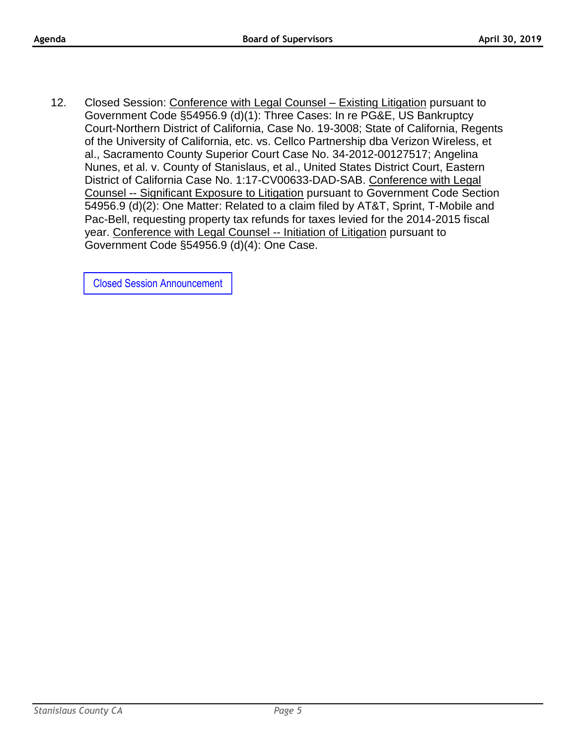12. Closed Session: Conference with Legal Counsel – Existing Litigation pursuant to Government Code §54956.9 (d)(1): Three Cases: In re PG&E, US Bankruptcy Court-Northern District of California, Case No. 19-3008; State of California, Regents of the University of California, etc. vs. Cellco Partnership dba Verizon Wireless, et al., Sacramento County Superior Court Case No. 34-2012-00127517; Angelina Nunes, et al. v. County of Stanislaus, et al., United States District Court, Eastern District of California Case No. 1:17-CV00633-DAD-SAB. Conference with Legal Counsel -- Significant Exposure to Litigation pursuant to Government Code Section 54956.9 (d)(2): One Matter: Related to a claim filed by AT&T, Sprint, T-Mobile and Pac-Bell, requesting property tax refunds for taxes levied for the 2014-2015 fiscal year. Conference with Legal Counsel -- Initiation of Litigation pursuant to Government Code §54956.9 (d)(4): One Case.

    Closed Session Announcement